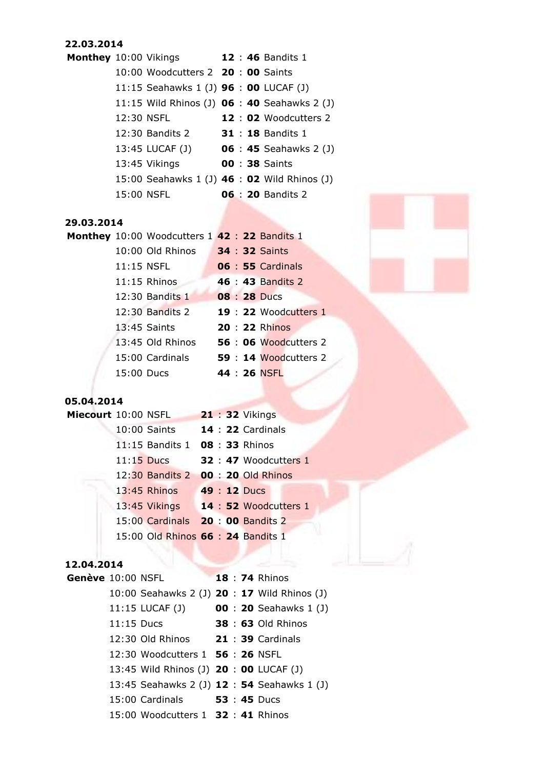**22.03.2014**

| | | | | | |
|---|---|---|---|---|---|
| **Monthey** | 10:00 | Vikings | **12** : **46** | Bandits 1 |
| | 10:00 | Woodcutters 2 | **20** : **00** | Saints |
| | 11:15 | Seahawks 1 (J) | **96** : **00** | LUCAF (J) |
| | 11:15 | Wild Rhinos (J) | **06** : **40** | Seahawks 2 (J) |
| | 12:30 | NSFL | **12** : **02** | Woodcutters 2 |
| | 12:30 | Bandits 2 | **31** : **18** | Bandits 1 |
| | 13:45 | LUCAF (J) | **06** : **45** | Seahawks 2 (J) |
| | 13:45 | Vikings | **00** : **38** | Saints |
| | 15:00 | Seahawks 1 (J) | **46** : **02** | Wild Rhinos (J) |
| | 15:00 | NSFL | **06** : **20** | Bandits 2 |

**29.03.2014**

| | | | | |
|---|---|---|---|---|
| **Monthey** | 10:00 | Woodcutters 1 | **42** : **22** | Bandits 1 |
| | 10:00 | Old Rhinos | **34** : **32** | Saints |
| | 11:15 | NSFL | **06** : **55** | Cardinals |
| | 11:15 | Rhinos | **46** : **43** | Bandits 2 |
| | 12:30 | Bandits 1 | **08** : **28** | Ducs |
| | 12:30 | Bandits 2 | **19** : **22** | Woodcutters 1 |
| | 13:45 | Saints | **20** : **22** | Rhinos |
| | 13:45 | Old Rhinos | **56** : **06** | Woodcutters 2 |
| | 15:00 | Cardinals | **59** : **14** | Woodcutters 2 |
| | 15:00 | Ducs | **44** : **26** | NSFL |

**05.04.2014**

| | | | | |
|---|---|---|---|---|
| **Miecourt** | 10:00 | NSFL | **21** : **32** | Vikings |
| | 10:00 | Saints | **14** : **22** | Cardinals |
| | 11:15 | Bandits 1 | **08** : **33** | Rhinos |
| | 11:15 | Ducs | **32** : **47** | Woodcutters 1 |
| | 12:30 | Bandits 2 | **00** : **20** | Old Rhinos |
| | 13:45 | Rhinos | **49** : **12** | Ducs |
| | 13:45 | Vikings | **14** : **52** | Woodcutters 1 |
| | 15:00 | Cardinals | **20** : **00** | Bandits 2 |
| | 15:00 | Old Rhinos | **66** : **24** | Bandits 1 |

**12.04.2014**

| | | | | |
|---|---|---|---|---|
| **Genève** | 10:00 | NSFL | **18** : **74** | Rhinos |
| | 10:00 | Seahawks 2 (J) | **20** : **17** | Wild Rhinos (J) |
| | 11:15 | LUCAF (J) | **00** : **20** | Seahawks 1 (J) |
| | 11:15 | Ducs | **38** : **63** | Old Rhinos |
| | 12:30 | Old Rhinos | **21** : **39** | Cardinals |
| | 12:30 | Woodcutters 1 | **56** : **26** | NSFL |
| | 13:45 | Wild Rhinos (J) | **20** : **00** | LUCAF (J) |
| | 13:45 | Seahawks 2 (J) | **12** : **54** | Seahawks 1 (J) |
| | 15:00 | Cardinals | **53** : **45** | Ducs |
| | 15:00 | Woodcutters 1 | **32** : **41** | Rhinos |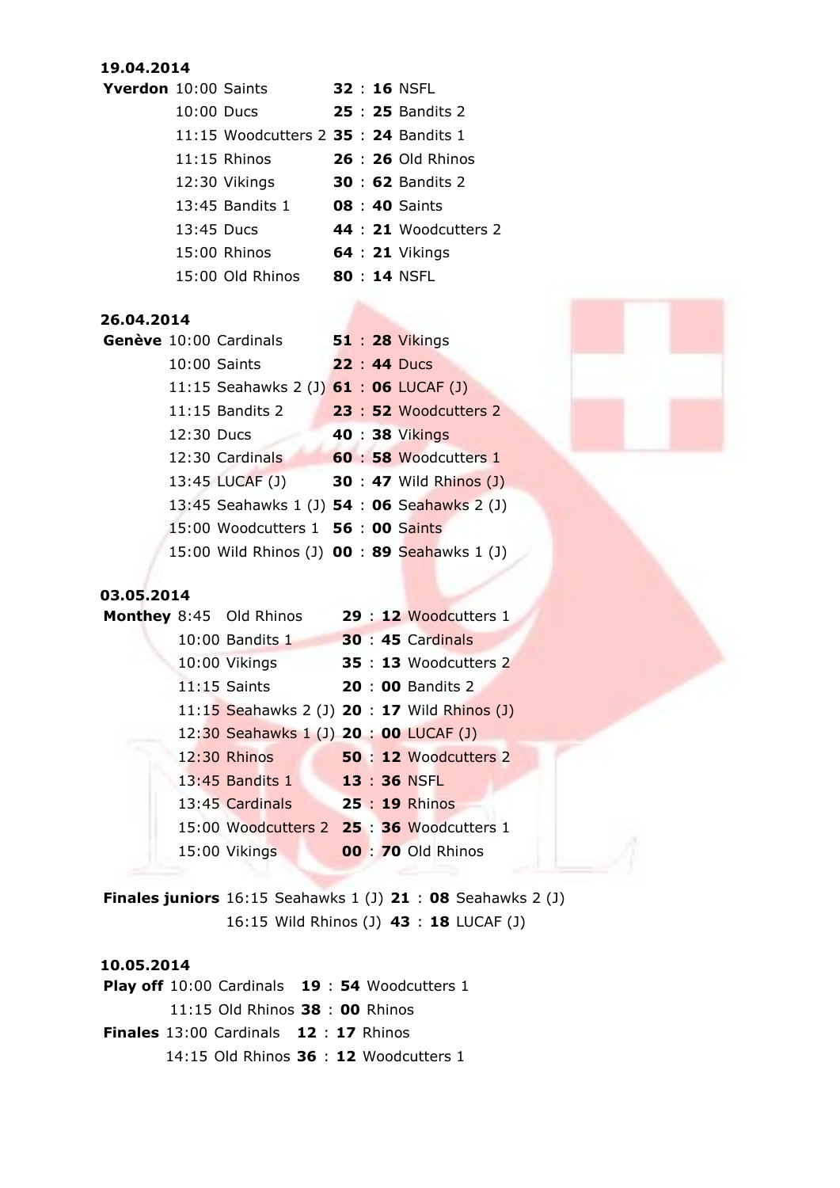**19.04.2014**

| | | | | |
|---|---|---|---|---|
| **Yverdon** | 10:00 | Saints | **32** : **16** | NSFL |
| | 10:00 | Ducs | **25** : **25** | Bandits 2 |
| | 11:15 | Woodcutters 2 | **35** : **24** | Bandits 1 |
| | 11:15 | Rhinos | **26** : **26** | Old Rhinos |
| | 12:30 | Vikings | **30** : **62** | Bandits 2 |
| | 13:45 | Bandits 1 | **08** : **40** | Saints |
| | 13:45 | Ducs | **44** : **21** | Woodcutters 2 |
| | 15:00 | Rhinos | **64** : **21** | Vikings |
| | 15:00 | Old Rhinos | **80** : **14** | NSFL |

**26.04.2014**

| | | | | |
|---|---|---|---|---|
| **Genève** | 10:00 | Cardinals | **51** : **28** | Vikings |
| | 10:00 | Saints | **22** : **44** | Ducs |
| | 11:15 | Seahawks 2 (J) | **61** : **06** | LUCAF (J) |
| | 11:15 | Bandits 2 | **23** : **52** | Woodcutters 2 |
| | 12:30 | Ducs | **40** : **38** | Vikings |
| | 12:30 | Cardinals | **60** : **58** | Woodcutters 1 |
| | 13:45 | LUCAF (J) | **30** : **47** | Wild Rhinos (J) |
| | 13:45 | Seahawks 1 (J) | **54** : **06** | Seahawks 2 (J) |
| | 15:00 | Woodcutters 1 | **56** : **00** | Saints |
| | 15:00 | Wild Rhinos (J) | **00** : **89** | Seahawks 1 (J) |

**03.05.2014**

| | | | | |
|---|---|---|---|---|
| **Monthey** | 8:45 | Old Rhinos | **29** : **12** | Woodcutters 1 |
| | 10:00 | Bandits 1 | **30** : **45** | Cardinals |
| | 10:00 | Vikings | **35** : **13** | Woodcutters 2 |
| | 11:15 | Saints | **20** : **00** | Bandits 2 |
| | 11:15 | Seahawks 2 (J) | **20** : **17** | Wild Rhinos (J) |
| | 12:30 | Seahawks 1 (J) | **20** : **00** | LUCAF (J) |
| | 12:30 | Rhinos | **50** : **12** | Woodcutters 2 |
| | 13:45 | Bandits 1 | **13** : **36** | NSFL |
| | 13:45 | Cardinals | **25** : **19** | Rhinos |
| | 15:00 | Woodcutters 2 | **25** : **36** | Woodcutters 1 |
| | 15:00 | Vikings | **00** : **70** | Old Rhinos |

| | | | | |
|---|---|---|---|---|
| **Finales juniors** | 16:15 | Seahawks 1 (J) | **21** : **08** | Seahawks 2 (J) |
| | 16:15 | Wild Rhinos (J) | **43** : **18** | LUCAF (J) |

**10.05.2014**

| | | | | |
|---|---|---|---|---|
| **Play off** | 10:00 | Cardinals | **19** : **54** | Woodcutters 1 |
| | 11:15 | Old Rhinos | **38** : **00** | Rhinos |
| **Finales** | 13:00 | Cardinals | **12** : **17** | Rhinos |
| | 14:15 | Old Rhinos | **36** : **12** | Woodcutters 1 |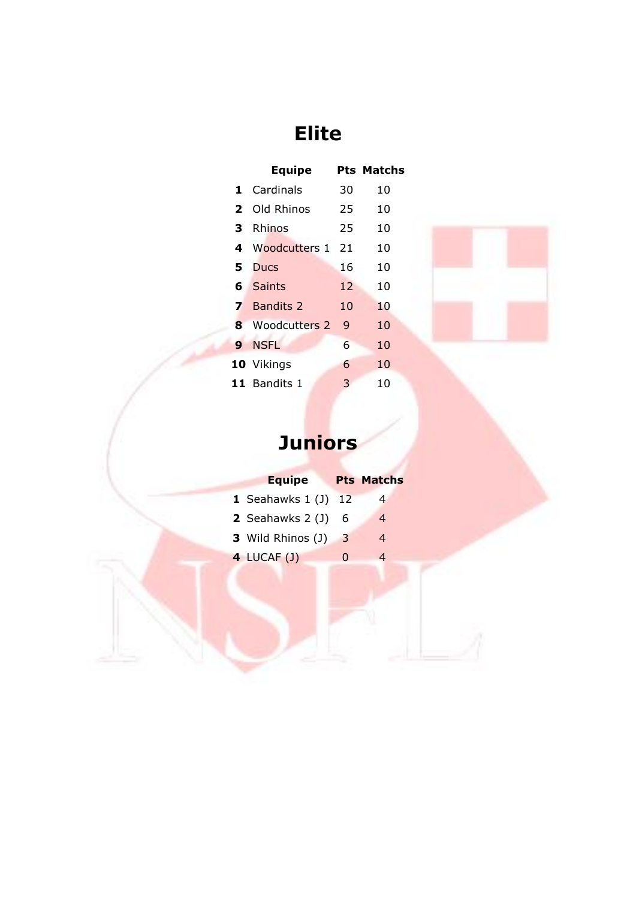# Elite

| | Equipe | Pts | Matchs |
|---|---|---|---|
| **1** | Cardinals | 30 | 10 |
| **2** | Old Rhinos | 25 | 10 |
| **3** | Rhinos | 25 | 10 |
| **4** | Woodcutters 1 | 21 | 10 |
| **5** | Ducs | 16 | 10 |
| **6** | Saints | 12 | 10 |
| **7** | Bandits 2 | 10 | 10 |
| **8** | Woodcutters 2 | 9 | 10 |
| **9** | NSFL | 6 | 10 |
| **10** | Vikings | 6 | 10 |
| **11** | Bandits 1 | 3 | 10 |

# Juniors

| | Equipe | Pts | Matchs |
|---|---|---|---|
| **1** | Seahawks 1 (J) | 12 | 4 |
| **2** | Seahawks 2 (J) | 6 | 4 |
| **3** | Wild Rhinos (J) | 3 | 4 |
| **4** | LUCAF (J) | 0 | 4 |